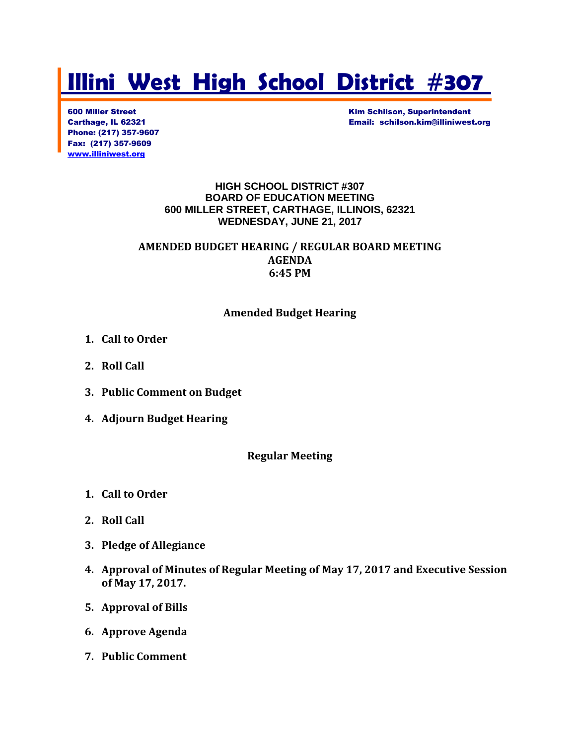# Illini West High School District #307

600 Miller Street
Carthage, IL 62321
Phone: (217) 357-9607
Fax: (217) 357-9609
www.illiniwest.org

Kim Schilson, Superintendent
Email: schilson.kim@illiniwest.org

**HIGH SCHOOL DISTRICT #307**
**BOARD OF EDUCATION MEETING**
**600 MILLER STREET, CARTHAGE, ILLINOIS, 62321**
**WEDNESDAY, JUNE 21, 2017**

**AMENDED BUDGET HEARING / REGULAR BOARD MEETING**
**AGENDA**
**6:45 PM**

## Amended Budget Hearing

1. **Call to Order**
2. **Roll Call**
3. **Public Comment on Budget**
4. **Adjourn Budget Hearing**

## Regular Meeting

1. **Call to Order**
2. **Roll Call**
3. **Pledge of Allegiance**
4. **Approval of Minutes of Regular Meeting of May 17, 2017 and Executive Session of May 17, 2017.**
5. **Approval of Bills**
6. **Approve Agenda**
7. **Public Comment**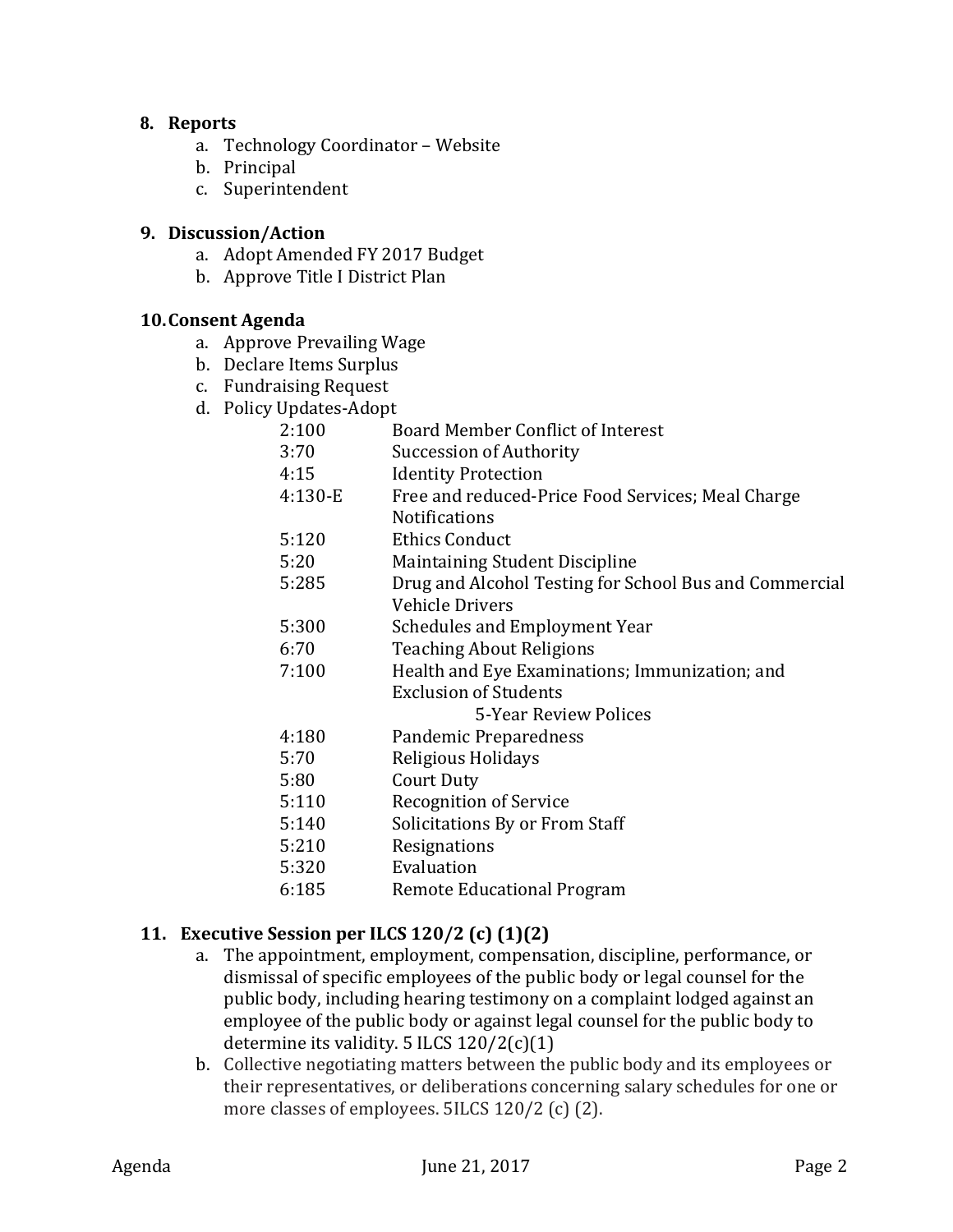**8. Reports**

a. Technology Coordinator – Website
b. Principal
c. Superintendent

**9. Discussion/Action**

a. Adopt Amended FY 2017 Budget
b. Approve Title I District Plan

**10. Consent Agenda**

a. Approve Prevailing Wage
b. Declare Items Surplus
c. Fundraising Request
d. Policy Updates-Adopt

| | |
|---|---|
| 2:100 | Board Member Conflict of Interest |
| 3:70 | Succession of Authority |
| 4:15 | Identity Protection |
| 4:130-E | Free and reduced-Price Food Services; Meal Charge Notifications |
| 5:120 | Ethics Conduct |
| 5:20 | Maintaining Student Discipline |
| 5:285 | Drug and Alcohol Testing for School Bus and Commercial Vehicle Drivers |
| 5:300 | Schedules and Employment Year |
| 6:70 | Teaching About Religions |
| 7:100 | Health and Eye Examinations; Immunization; and Exclusion of Students |
| | 5-Year Review Polices |
| 4:180 | Pandemic Preparedness |
| 5:70 | Religious Holidays |
| 5:80 | Court Duty |
| 5:110 | Recognition of Service |
| 5:140 | Solicitations By or From Staff |
| 5:210 | Resignations |
| 5:320 | Evaluation |
| 6:185 | Remote Educational Program |

**11. Executive Session per ILCS 120/2 (c) (1)(2)**

a. The appointment, employment, compensation, discipline, performance, or dismissal of specific employees of the public body or legal counsel for the public body, including hearing testimony on a complaint lodged against an employee of the public body or against legal counsel for the public body to determine its validity. 5 ILCS 120/2(c)(1)
b. Collective negotiating matters between the public body and its employees or their representatives, or deliberations concerning salary schedules for one or more classes of employees. 5ILCS 120/2 (c) (2).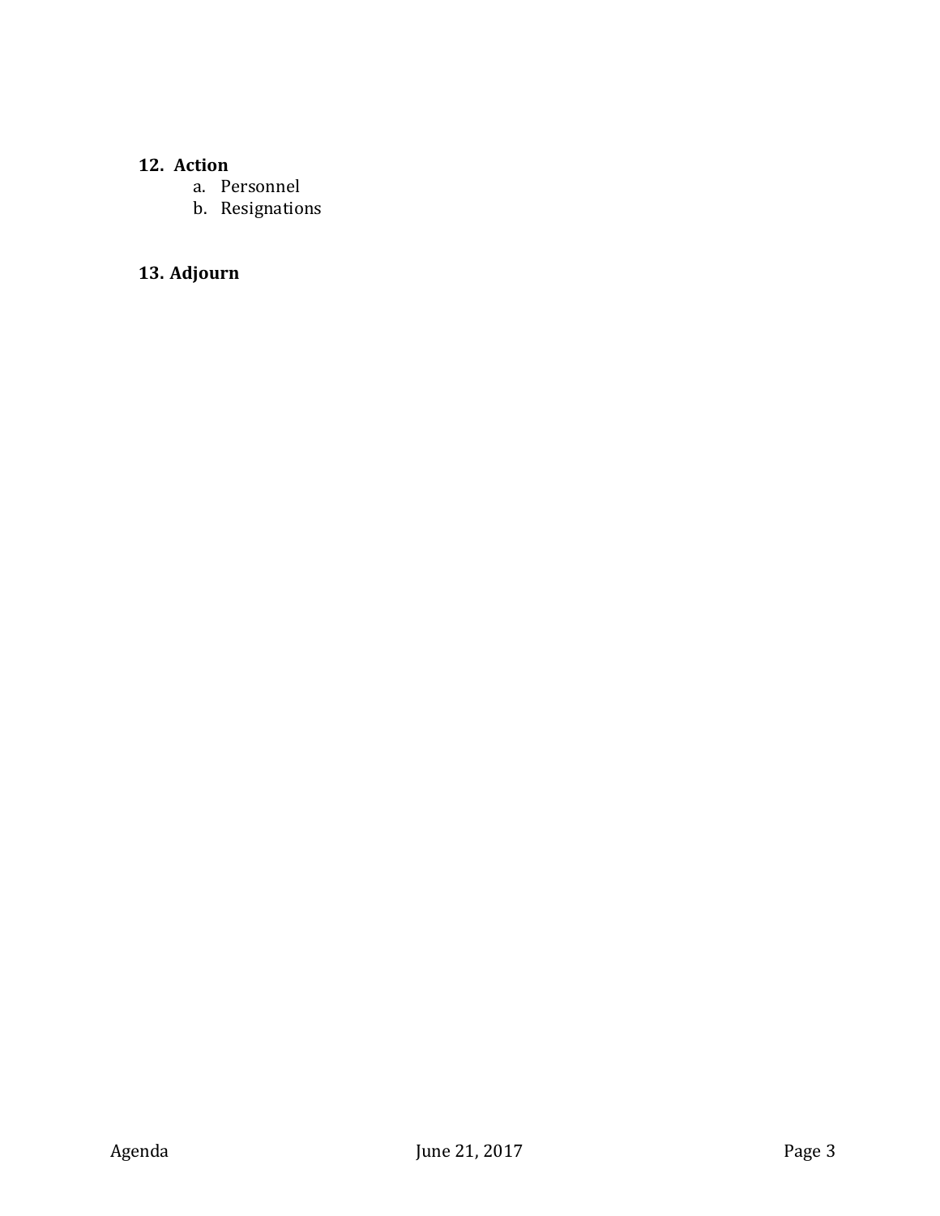**12. Action**

a. Personnel
b. Resignations

**13. Adjourn**